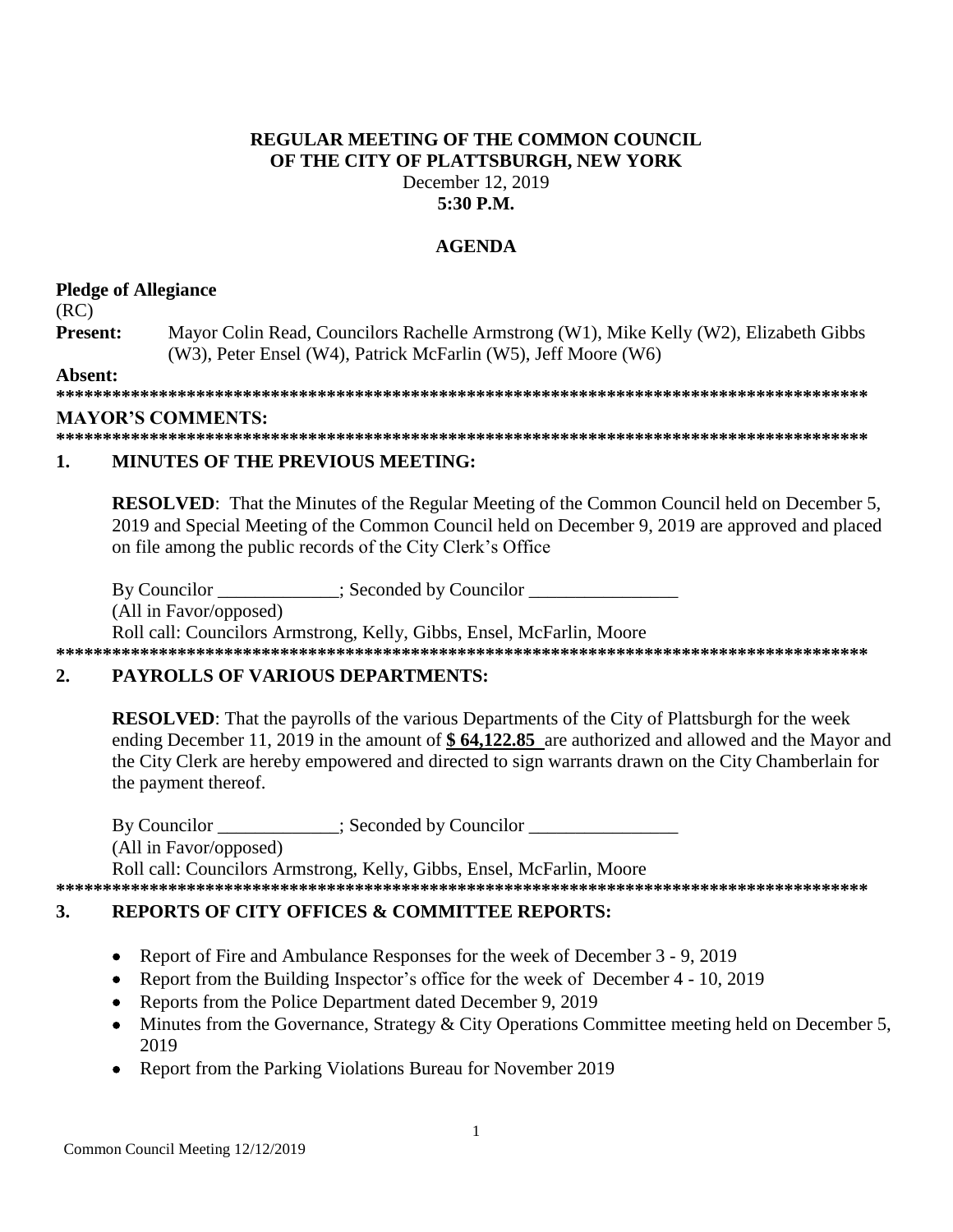**REGULAR MEETING OF THE COMMON COUNCIL**
**OF THE CITY OF PLATTSBURGH, NEW YORK**
December 12, 2019
**5:30 P.M.**

**AGENDA**

**Pledge of Allegiance**
(RC)
**Present:** Mayor Colin Read, Councilors Rachelle Armstrong (W1), Mike Kelly (W2), Elizabeth Gibbs (W3), Peter Ensel (W4), Patrick McFarlin (W5), Jeff Moore (W6)

**Absent:**

**\*\*\*\*\*\*\*\*\*\*\*\*\*\*\*\*\*\*\*\*\*\*\*\*\*\*\*\*\*\*\*\*\*\*\*\*\*\*\*\*\*\*\*\*\*\*\*\*\*\*\*\*\*\*\*\*\*\*\*\*\*\*\*\*\*\*\*\*\*\*\*\*\*\*\*\*\*\*\*\*\*\*\*\*\*\*\*\***

**MAYOR'S COMMENTS:**

**\*\*\*\*\*\*\*\*\*\*\*\*\*\*\*\*\*\*\*\*\*\*\*\*\*\*\*\*\*\*\*\*\*\*\*\*\*\*\*\*\*\*\*\*\*\*\*\*\*\*\*\*\*\*\*\*\*\*\*\*\*\*\*\*\*\*\*\*\*\*\*\*\*\*\*\*\*\*\*\*\*\*\*\*\*\*\*\***

## 1. MINUTES OF THE PREVIOUS MEETING:

**RESOLVED**: That the Minutes of the Regular Meeting of the Common Council held on December 5, 2019 and Special Meeting of the Common Council held on December 9, 2019 are approved and placed on file among the public records of the City Clerk's Office

By Councilor \_\_\_\_\_\_\_\_\_\_\_\_\_; Seconded by Councilor \_\_\_\_\_\_\_\_\_\_\_\_\_\_\_\_
(All in Favor/opposed)
Roll call: Councilors Armstrong, Kelly, Gibbs, Ensel, McFarlin, Moore

**\*\*\*\*\*\*\*\*\*\*\*\*\*\*\*\*\*\*\*\*\*\*\*\*\*\*\*\*\*\*\*\*\*\*\*\*\*\*\*\*\*\*\*\*\*\*\*\*\*\*\*\*\*\*\*\*\*\*\*\*\*\*\*\*\*\*\*\*\*\*\*\*\*\*\*\*\*\*\*\*\*\*\*\*\*\*\*\***

## 2. PAYROLLS OF VARIOUS DEPARTMENTS:

**RESOLVED**: That the payrolls of the various Departments of the City of Plattsburgh for the week ending December 11, 2019 in the amount of **$ 64,122.85** are authorized and allowed and the Mayor and the City Clerk are hereby empowered and directed to sign warrants drawn on the City Chamberlain for the payment thereof.

By Councilor \_\_\_\_\_\_\_\_\_\_\_\_\_; Seconded by Councilor \_\_\_\_\_\_\_\_\_\_\_\_\_\_\_\_
(All in Favor/opposed)
Roll call: Councilors Armstrong, Kelly, Gibbs, Ensel, McFarlin, Moore

**\*\*\*\*\*\*\*\*\*\*\*\*\*\*\*\*\*\*\*\*\*\*\*\*\*\*\*\*\*\*\*\*\*\*\*\*\*\*\*\*\*\*\*\*\*\*\*\*\*\*\*\*\*\*\*\*\*\*\*\*\*\*\*\*\*\*\*\*\*\*\*\*\*\*\*\*\*\*\*\*\*\*\*\*\*\*\*\***

## 3. REPORTS OF CITY OFFICES & COMMITTEE REPORTS:

- Report of Fire and Ambulance Responses for the week of December 3 - 9, 2019
- Report from the Building Inspector's office for the week of December 4 - 10, 2019
- Reports from the Police Department dated December 9, 2019
- Minutes from the Governance, Strategy & City Operations Committee meeting held on December 5, 2019
- Report from the Parking Violations Bureau for November 2019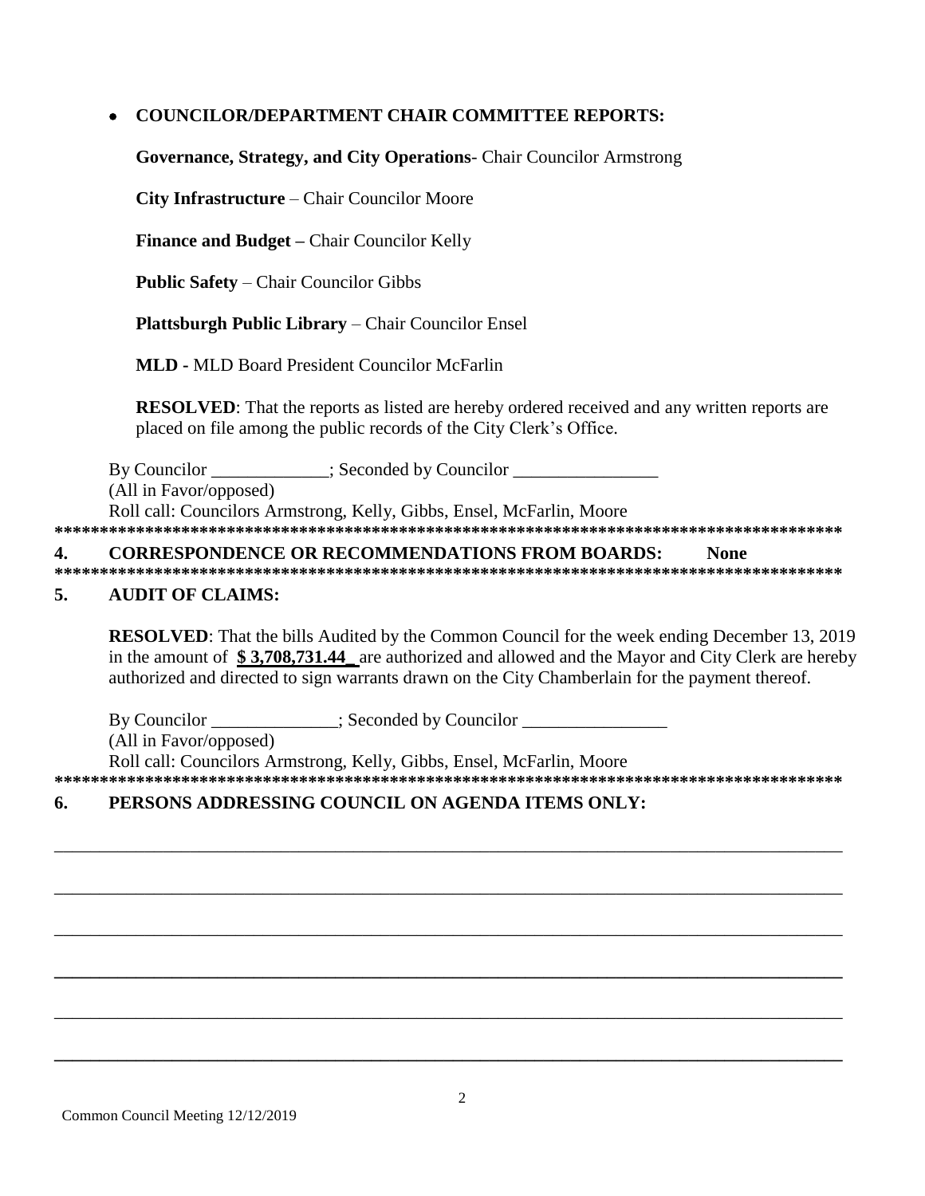- **COUNCILOR/DEPARTMENT CHAIR COMMITTEE REPORTS:**

  **Governance, Strategy, and City Operations**- Chair Councilor Armstrong

  **City Infrastructure** – Chair Councilor Moore

  **Finance and Budget –** Chair Councilor Kelly

  **Public Safety** – Chair Councilor Gibbs

  **Plattsburgh Public Library** – Chair Councilor Ensel

  **MLD -** MLD Board President Councilor McFarlin

  **RESOLVED**: That the reports as listed are hereby ordered received and any written reports are placed on file among the public records of the City Clerk's Office.

By Councilor _____________; Seconded by Councilor ________________
(All in Favor/opposed)
Roll call: Councilors Armstrong, Kelly, Gibbs, Ensel, McFarlin, Moore

*****************************************************************************************

## 4. CORRESPONDENCE OR RECOMMENDATIONS FROM BOARDS: None

*****************************************************************************************

## 5. AUDIT OF CLAIMS:

**RESOLVED**: That the bills Audited by the Common Council for the week ending December 13, 2019 in the amount of **$ 3,708,731.44_** are authorized and allowed and the Mayor and City Clerk are hereby authorized and directed to sign warrants drawn on the City Chamberlain for the payment thereof.

By Councilor ______________; Seconded by Councilor ________________
(All in Favor/opposed)
Roll call: Councilors Armstrong, Kelly, Gibbs, Ensel, McFarlin, Moore

*****************************************************************************************

## 6. PERSONS ADDRESSING COUNCIL ON AGENDA ITEMS ONLY:

________________________________________________________________________________________

________________________________________________________________________________________

________________________________________________________________________________________

________________________________________________________________________________________

________________________________________________________________________________________

________________________________________________________________________________________

Common Council Meeting 12/12/2019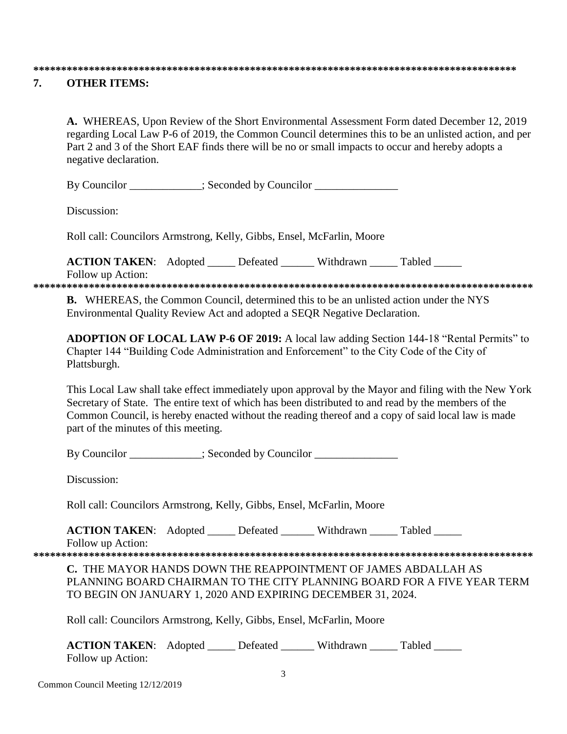\*\*\*\*\*\*\*\*\*\*\*\*\*\*\*\*\*\*\*\*\*\*\*\*\*\*\*\*\*\*\*\*\*\*\*\*\*\*\*\*\*\*\*\*\*\*\*\*\*\*\*\*\*\*\*\*\*\*\*\*\*\*\*\*\*\*\*\*\*\*\*\*\*\*\*\*\*\*\*\*\*\*\*\*\*\*\*

## 7. OTHER ITEMS:

**A.** WHEREAS, Upon Review of the Short Environmental Assessment Form dated December 12, 2019 regarding Local Law P-6 of 2019, the Common Council determines this to be an unlisted action, and per Part 2 and 3 of the Short EAF finds there will be no or small impacts to occur and hereby adopts a negative declaration.

By Councilor \_\_\_\_\_\_\_\_\_\_\_\_\_; Seconded by Councilor \_\_\_\_\_\_\_\_\_\_\_\_\_\_\_

Discussion:

Roll call: Councilors Armstrong, Kelly, Gibbs, Ensel, McFarlin, Moore

**ACTION TAKEN**: Adopted \_\_\_\_\_ Defeated \_\_\_\_\_\_ Withdrawn \_\_\_\_\_ Tabled \_\_\_\_\_
Follow up Action:

\*\*\*\*\*\*\*\*\*\*\*\*\*\*\*\*\*\*\*\*\*\*\*\*\*\*\*\*\*\*\*\*\*\*\*\*\*\*\*\*\*\*\*\*\*\*\*\*\*\*\*\*\*\*\*\*\*\*\*\*\*\*\*\*\*\*\*\*\*\*\*\*\*\*\*\*\*\*\*\*\*\*\*\*\*\*\*\*\*\*\*\*

**B.** WHEREAS, the Common Council, determined this to be an unlisted action under the NYS Environmental Quality Review Act and adopted a SEQR Negative Declaration.

**ADOPTION OF LOCAL LAW P-6 OF 2019:** A local law adding Section 144-18 "Rental Permits" to Chapter 144 "Building Code Administration and Enforcement" to the City Code of the City of Plattsburgh.

This Local Law shall take effect immediately upon approval by the Mayor and filing with the New York Secretary of State. The entire text of which has been distributed to and read by the members of the Common Council, is hereby enacted without the reading thereof and a copy of said local law is made part of the minutes of this meeting.

By Councilor \_\_\_\_\_\_\_\_\_\_\_\_\_; Seconded by Councilor \_\_\_\_\_\_\_\_\_\_\_\_\_\_\_

Discussion:

Roll call: Councilors Armstrong, Kelly, Gibbs, Ensel, McFarlin, Moore

**ACTION TAKEN**: Adopted \_\_\_\_\_ Defeated \_\_\_\_\_\_ Withdrawn \_\_\_\_\_ Tabled \_\_\_\_\_
Follow up Action:

\*\*\*\*\*\*\*\*\*\*\*\*\*\*\*\*\*\*\*\*\*\*\*\*\*\*\*\*\*\*\*\*\*\*\*\*\*\*\*\*\*\*\*\*\*\*\*\*\*\*\*\*\*\*\*\*\*\*\*\*\*\*\*\*\*\*\*\*\*\*\*\*\*\*\*\*\*\*\*\*\*\*\*\*\*\*\*\*\*\*\*\*

**C.** THE MAYOR HANDS DOWN THE REAPPOINTMENT OF JAMES ABDALLAH AS PLANNING BOARD CHAIRMAN TO THE CITY PLANNING BOARD FOR A FIVE YEAR TERM TO BEGIN ON JANUARY 1, 2020 AND EXPIRING DECEMBER 31, 2024.

Roll call: Councilors Armstrong, Kelly, Gibbs, Ensel, McFarlin, Moore

**ACTION TAKEN**: Adopted \_\_\_\_\_ Defeated \_\_\_\_\_\_ Withdrawn \_\_\_\_\_ Tabled \_\_\_\_\_
Follow up Action: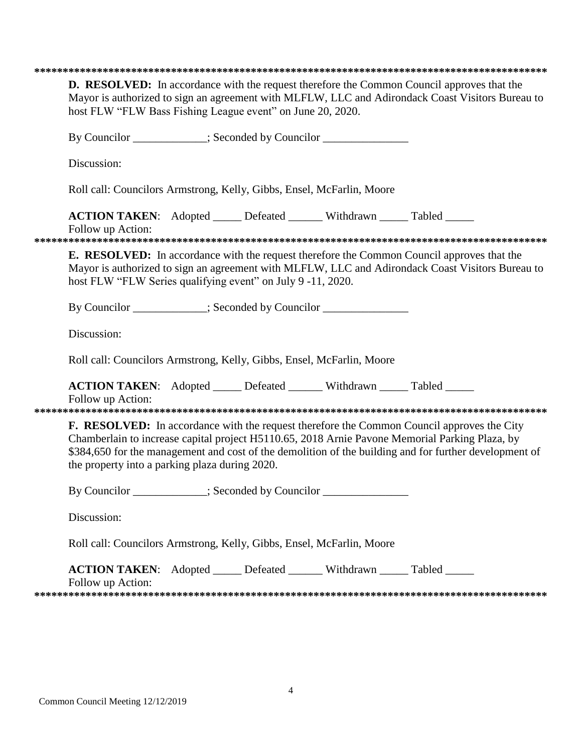*********************************************************************************************

**D. RESOLVED:** In accordance with the request therefore the Common Council approves that the Mayor is authorized to sign an agreement with MLFLW, LLC and Adirondack Coast Visitors Bureau to host FLW "FLW Bass Fishing League event" on June 20, 2020.

By Councilor _____________; Seconded by Councilor _______________

Discussion:

Roll call: Councilors Armstrong, Kelly, Gibbs, Ensel, McFarlin, Moore

**ACTION TAKEN**: Adopted _____ Defeated ______ Withdrawn _____ Tabled _____

Follow up Action:

*********************************************************************************************

**E. RESOLVED:** In accordance with the request therefore the Common Council approves that the Mayor is authorized to sign an agreement with MLFLW, LLC and Adirondack Coast Visitors Bureau to host FLW "FLW Series qualifying event" on July 9 -11, 2020.

By Councilor _____________; Seconded by Councilor _______________

Discussion:

Roll call: Councilors Armstrong, Kelly, Gibbs, Ensel, McFarlin, Moore

**ACTION TAKEN**: Adopted _____ Defeated ______ Withdrawn _____ Tabled _____

Follow up Action:

*********************************************************************************************

**F. RESOLVED:** In accordance with the request therefore the Common Council approves the City Chamberlain to increase capital project H5110.65, 2018 Arnie Pavone Memorial Parking Plaza, by $384,650 for the management and cost of the demolition of the building and for further development of the property into a parking plaza during 2020.

By Councilor _____________; Seconded by Councilor _______________

Discussion:

Roll call: Councilors Armstrong, Kelly, Gibbs, Ensel, McFarlin, Moore

**ACTION TAKEN**: Adopted _____ Defeated ______ Withdrawn _____ Tabled _____

Follow up Action:

*********************************************************************************************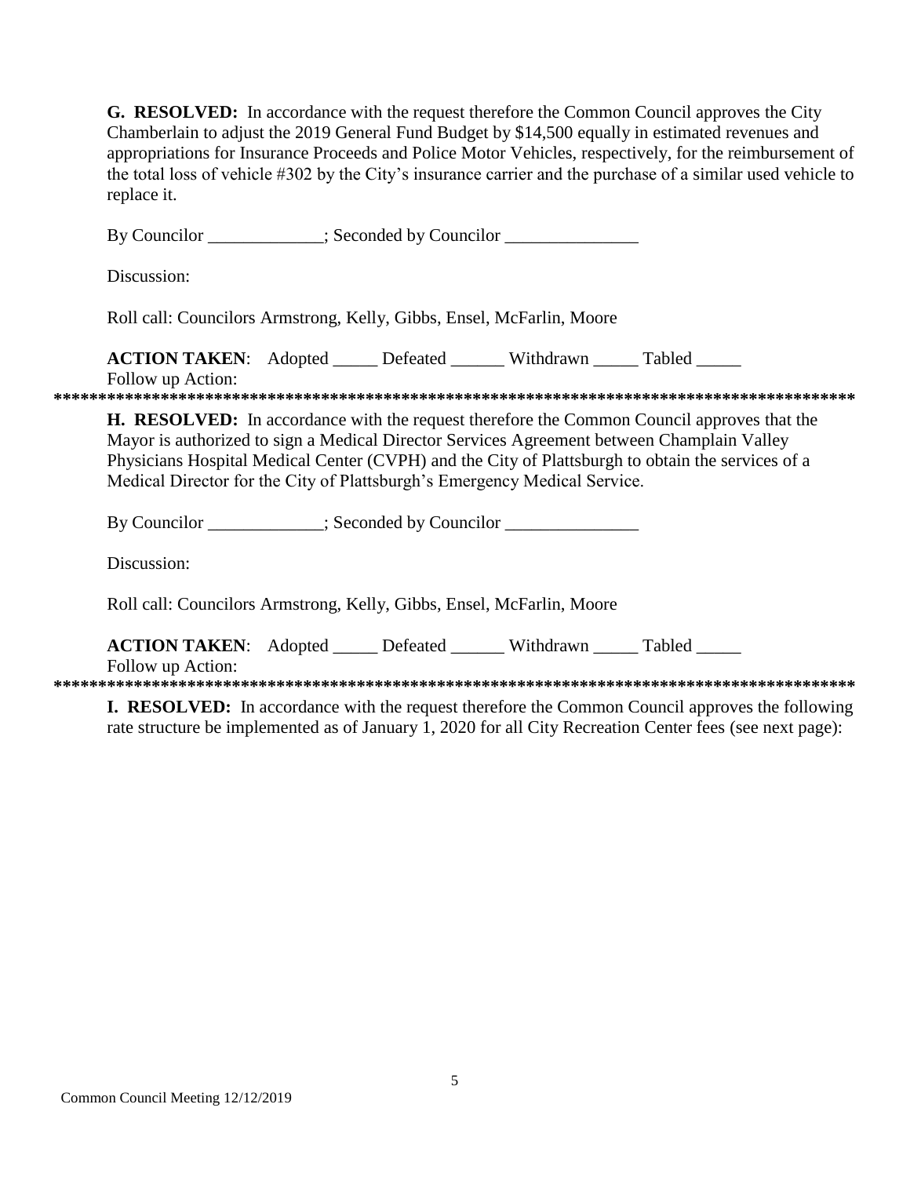**G. RESOLVED:** In accordance with the request therefore the Common Council approves the City Chamberlain to adjust the 2019 General Fund Budget by $14,500 equally in estimated revenues and appropriations for Insurance Proceeds and Police Motor Vehicles, respectively, for the reimbursement of the total loss of vehicle #302 by the City's insurance carrier and the purchase of a similar used vehicle to replace it.

By Councilor _____________; Seconded by Councilor _______________

Discussion:

Roll call: Councilors Armstrong, Kelly, Gibbs, Ensel, McFarlin, Moore

**ACTION TAKEN**: Adopted _____ Defeated ______ Withdrawn _____ Tabled _____
Follow up Action:

******************************************************************************************

**H. RESOLVED:** In accordance with the request therefore the Common Council approves that the Mayor is authorized to sign a Medical Director Services Agreement between Champlain Valley Physicians Hospital Medical Center (CVPH) and the City of Plattsburgh to obtain the services of a Medical Director for the City of Plattsburgh's Emergency Medical Service.

By Councilor _____________; Seconded by Councilor _______________

Discussion:

Roll call: Councilors Armstrong, Kelly, Gibbs, Ensel, McFarlin, Moore

**ACTION TAKEN**: Adopted _____ Defeated ______ Withdrawn _____ Tabled _____
Follow up Action:

******************************************************************************************

**I. RESOLVED:** In accordance with the request therefore the Common Council approves the following rate structure be implemented as of January 1, 2020 for all City Recreation Center fees (see next page):

Common Council Meeting 12/12/2019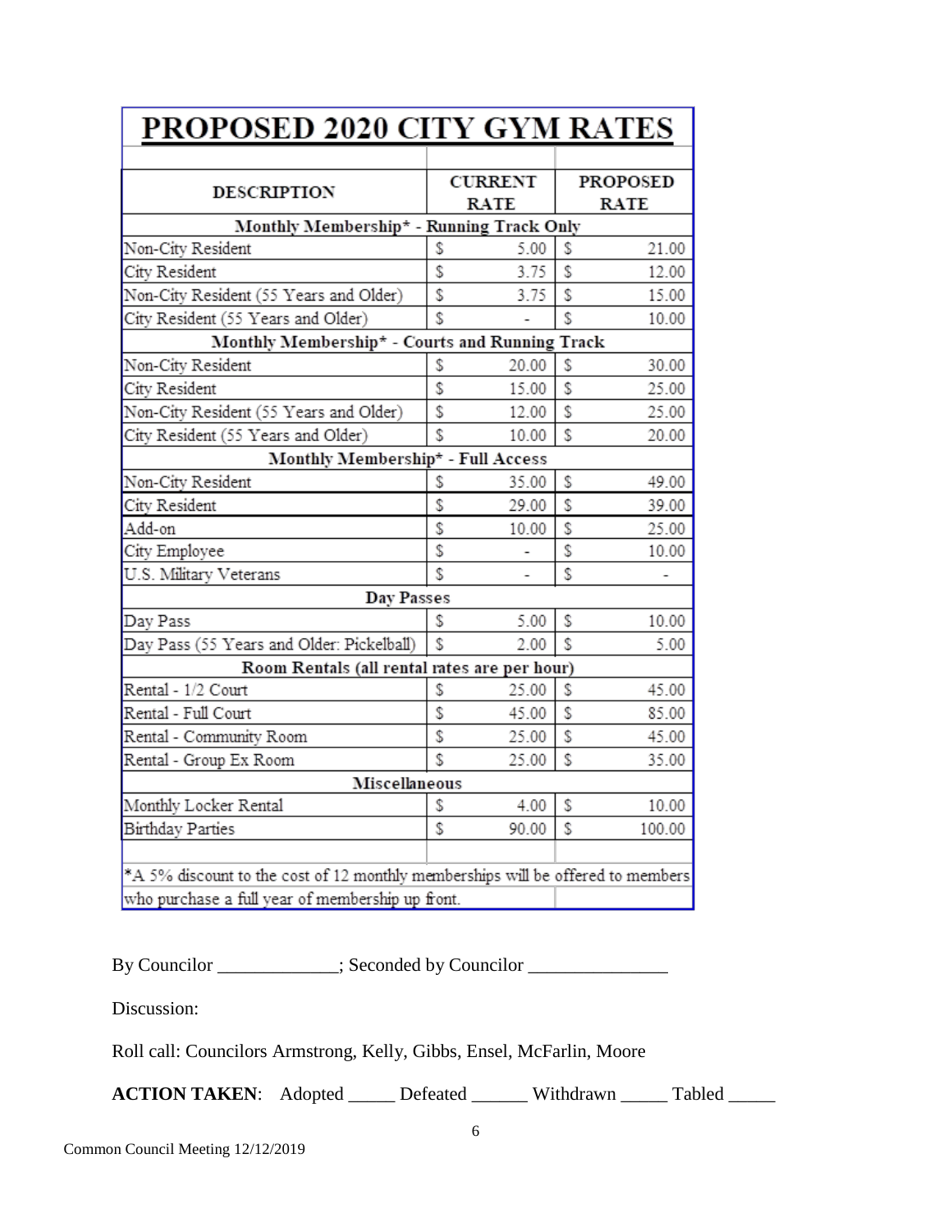# PROPOSED 2020 CITY GYM RATES

| DESCRIPTION | CURRENT RATE | PROPOSED RATE |
|---|---|---|
| **Monthly Membership* - Running Track Only** | | |
| Non-City Resident | $ 5.00 | $ 21.00 |
| City Resident | $ 3.75 | $ 12.00 |
| Non-City Resident (55 Years and Older) | $ 3.75 | $ 15.00 |
| City Resident (55 Years and Older) | $ - | $ 10.00 |
| **Monthly Membership* - Courts and Running Track** | | |
| Non-City Resident | $ 20.00 | $ 30.00 |
| City Resident | $ 15.00 | $ 25.00 |
| Non-City Resident (55 Years and Older) | $ 12.00 | $ 25.00 |
| City Resident (55 Years and Older) | $ 10.00 | $ 20.00 |
| **Monthly Membership* - Full Access** | | |
| Non-City Resident | $ 35.00 | $ 49.00 |
| City Resident | $ 29.00 | $ 39.00 |
| Add-on | $ 10.00 | $ 25.00 |
| City Employee | $ - | $ 10.00 |
| U.S. Military Veterans | $ - | $ - |
| **Day Passes** | | |
| Day Pass | $ 5.00 | $ 10.00 |
| Day Pass (55 Years and Older: Pickelball) | $ 2.00 | $ 5.00 |
| **Room Rentals (all rental rates are per hour)** | | |
| Rental - 1/2 Court | $ 25.00 | $ 45.00 |
| Rental - Full Court | $ 45.00 | $ 85.00 |
| Rental - Community Room | $ 25.00 | $ 45.00 |
| Rental - Group Ex Room | $ 25.00 | $ 35.00 |
| **Miscellaneous** | | |
| Monthly Locker Rental | $ 4.00 | $ 10.00 |
| Birthday Parties | $ 90.00 | $ 100.00 |

*A 5% discount to the cost of 12 monthly memberships will be offered to members who purchase a full year of membership up front.

By Councilor _____________; Seconded by Councilor _______________

Discussion:

Roll call: Councilors Armstrong, Kelly, Gibbs, Ensel, McFarlin, Moore

**ACTION TAKEN**: Adopted _____ Defeated ______ Withdrawn _____ Tabled _____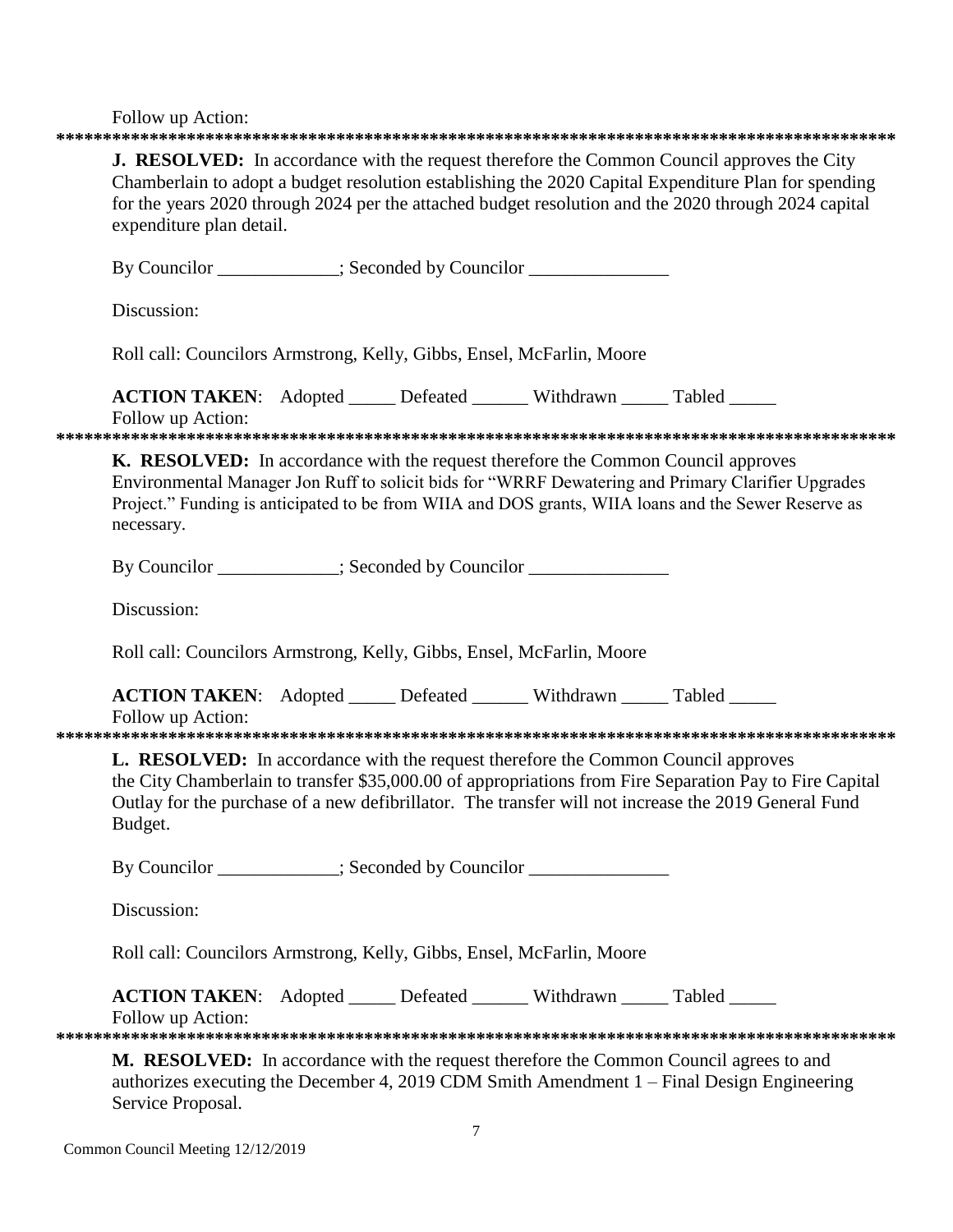Follow up Action:

**********************************************************************************************

**J. RESOLVED:** In accordance with the request therefore the Common Council approves the City Chamberlain to adopt a budget resolution establishing the 2020 Capital Expenditure Plan for spending for the years 2020 through 2024 per the attached budget resolution and the 2020 through 2024 capital expenditure plan detail.

By Councilor _____________; Seconded by Councilor _______________

Discussion:

Roll call: Councilors Armstrong, Kelly, Gibbs, Ensel, McFarlin, Moore

**ACTION TAKEN**: Adopted _____ Defeated ______ Withdrawn _____ Tabled _____
Follow up Action:

**********************************************************************************************

**K. RESOLVED:** In accordance with the request therefore the Common Council approves Environmental Manager Jon Ruff to solicit bids for "WRRF Dewatering and Primary Clarifier Upgrades Project." Funding is anticipated to be from WIIA and DOS grants, WIIA loans and the Sewer Reserve as necessary.

By Councilor _____________; Seconded by Councilor _______________

Discussion:

Roll call: Councilors Armstrong, Kelly, Gibbs, Ensel, McFarlin, Moore

**ACTION TAKEN**: Adopted _____ Defeated ______ Withdrawn _____ Tabled _____
Follow up Action:

**********************************************************************************************

**L. RESOLVED:** In accordance with the request therefore the Common Council approves the City Chamberlain to transfer $35,000.00 of appropriations from Fire Separation Pay to Fire Capital Outlay for the purchase of a new defibrillator. The transfer will not increase the 2019 General Fund Budget.

By Councilor _____________; Seconded by Councilor _______________

Discussion:

Roll call: Councilors Armstrong, Kelly, Gibbs, Ensel, McFarlin, Moore

**ACTION TAKEN**: Adopted _____ Defeated ______ Withdrawn _____ Tabled _____
Follow up Action:

**********************************************************************************************

**M. RESOLVED:** In accordance with the request therefore the Common Council agrees to and authorizes executing the December 4, 2019 CDM Smith Amendment 1 – Final Design Engineering Service Proposal.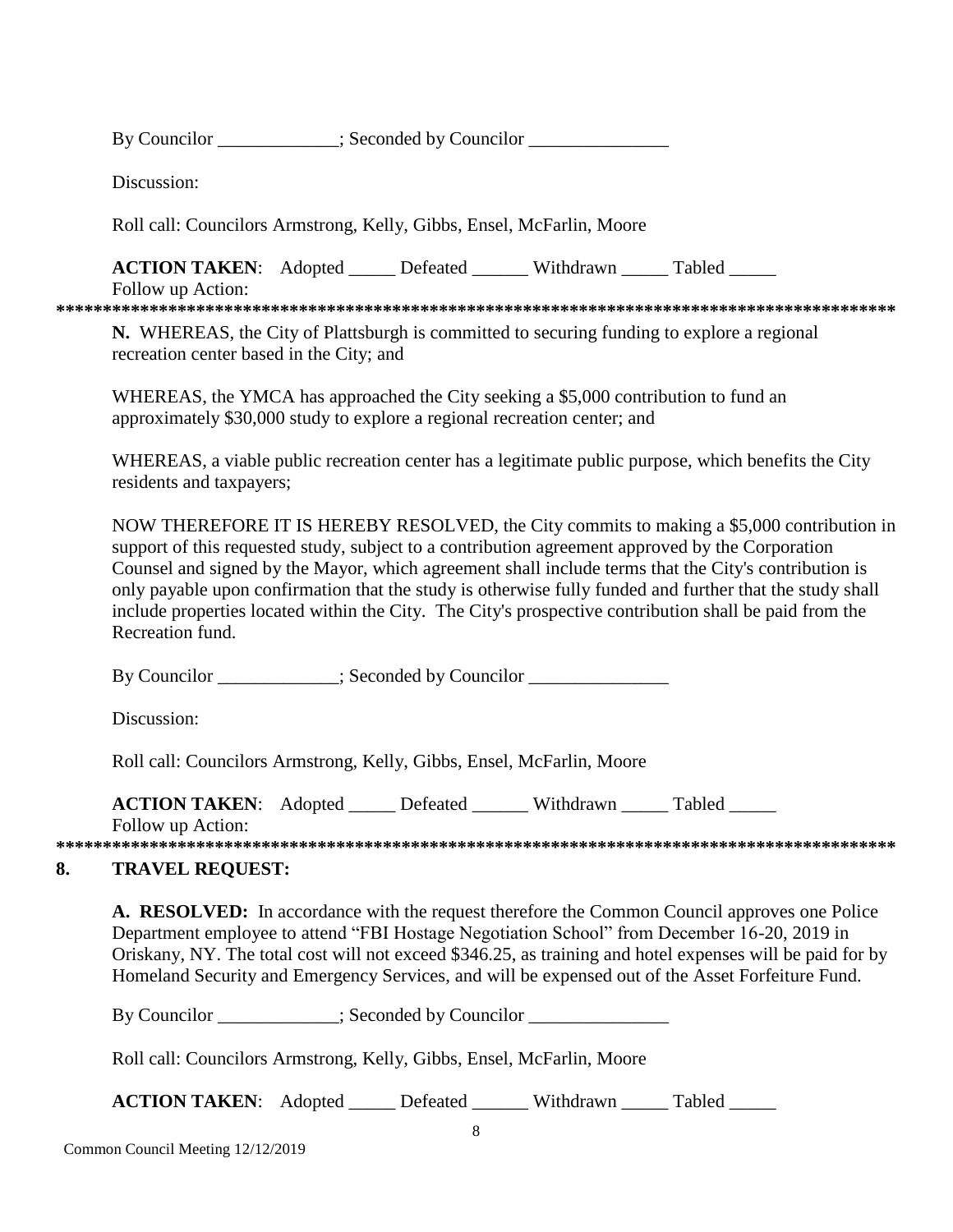By Councilor _____________; Seconded by Councilor _______________

Discussion:

Roll call: Councilors Armstrong, Kelly, Gibbs, Ensel, McFarlin, Moore

**ACTION TAKEN**: Adopted _____ Defeated ______ Withdrawn _____ Tabled _____
Follow up Action:

*******************************************************************************************

**N.** WHEREAS, the City of Plattsburgh is committed to securing funding to explore a regional recreation center based in the City; and

WHEREAS, the YMCA has approached the City seeking a $5,000 contribution to fund an approximately $30,000 study to explore a regional recreation center; and

WHEREAS, a viable public recreation center has a legitimate public purpose, which benefits the City residents and taxpayers;

NOW THEREFORE IT IS HEREBY RESOLVED, the City commits to making a $5,000 contribution in support of this requested study, subject to a contribution agreement approved by the Corporation Counsel and signed by the Mayor, which agreement shall include terms that the City's contribution is only payable upon confirmation that the study is otherwise fully funded and further that the study shall include properties located within the City. The City's prospective contribution shall be paid from the Recreation fund.

By Councilor _____________; Seconded by Councilor _______________

Discussion:

Roll call: Councilors Armstrong, Kelly, Gibbs, Ensel, McFarlin, Moore

**ACTION TAKEN**: Adopted _____ Defeated ______ Withdrawn _____ Tabled _____
Follow up Action:

*******************************************************************************************

## 8. TRAVEL REQUEST:

**A. RESOLVED:** In accordance with the request therefore the Common Council approves one Police Department employee to attend "FBI Hostage Negotiation School" from December 16-20, 2019 in Oriskany, NY. The total cost will not exceed $346.25, as training and hotel expenses will be paid for by Homeland Security and Emergency Services, and will be expensed out of the Asset Forfeiture Fund.

By Councilor _____________; Seconded by Councilor _______________

Roll call: Councilors Armstrong, Kelly, Gibbs, Ensel, McFarlin, Moore

**ACTION TAKEN**: Adopted _____ Defeated ______ Withdrawn _____ Tabled _____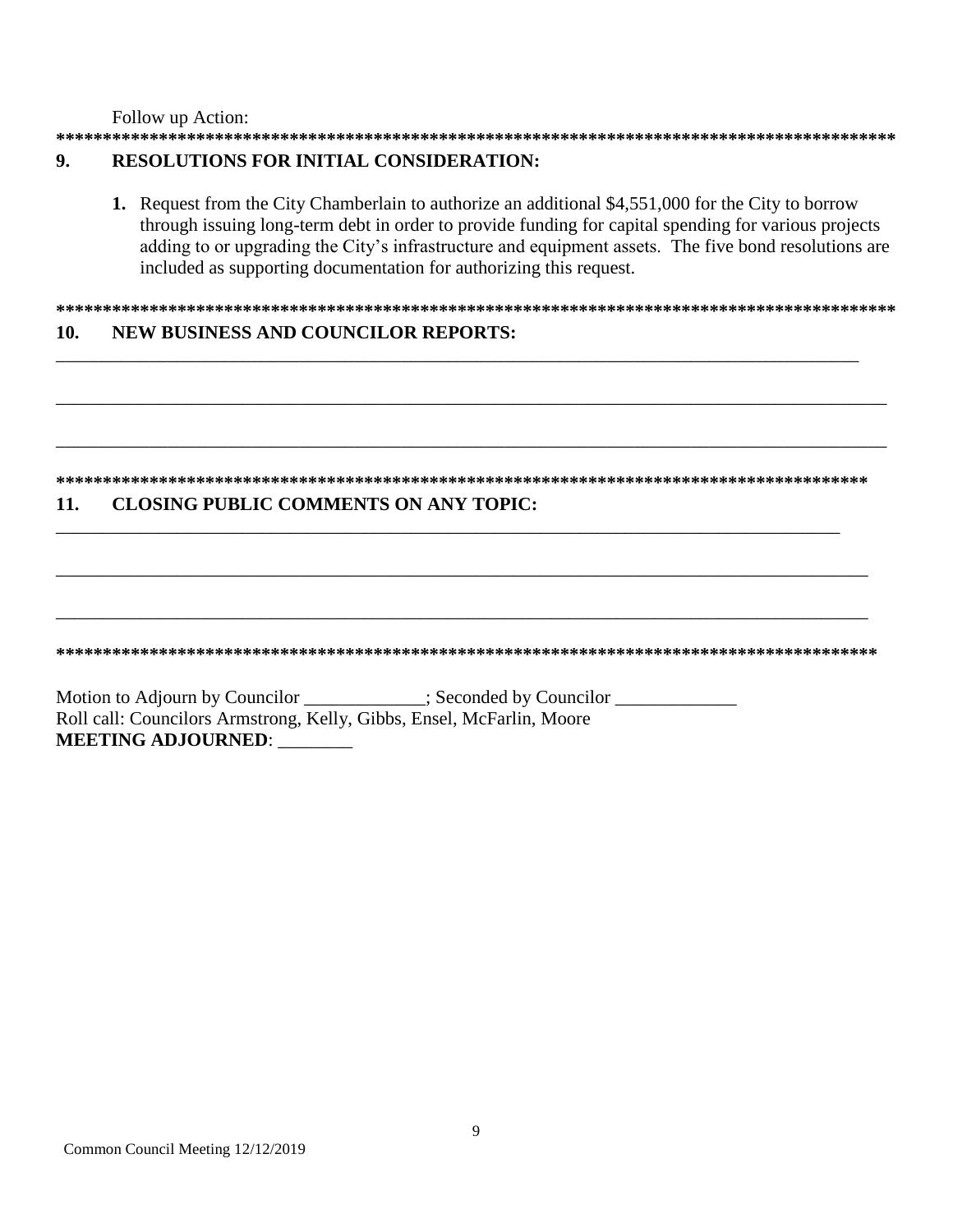Follow up Action:

***********************************************************************************************

## 9. RESOLUTIONS FOR INITIAL CONSIDERATION:

1. Request from the City Chamberlain to authorize an additional $4,551,000 for the City to borrow through issuing long-term debt in order to provide funding for capital spending for various projects adding to or upgrading the City's infrastructure and equipment assets. The five bond resolutions are included as supporting documentation for authorizing this request.

***********************************************************************************************

## 10. NEW BUSINESS AND COUNCILOR REPORTS:

_______________________________________________________________________________________

_______________________________________________________________________________________

_______________________________________________________________________________________

***********************************************************************************************

## 11. CLOSING PUBLIC COMMENTS ON ANY TOPIC:

_______________________________________________________________________________________

_______________________________________________________________________________________

_______________________________________________________________________________________

***********************************************************************************************

Motion to Adjourn by Councilor _____________; Seconded by Councilor _____________
Roll call: Councilors Armstrong, Kelly, Gibbs, Ensel, McFarlin, Moore
**MEETING ADJOURNED**: ________

Common Council Meeting 12/12/2019